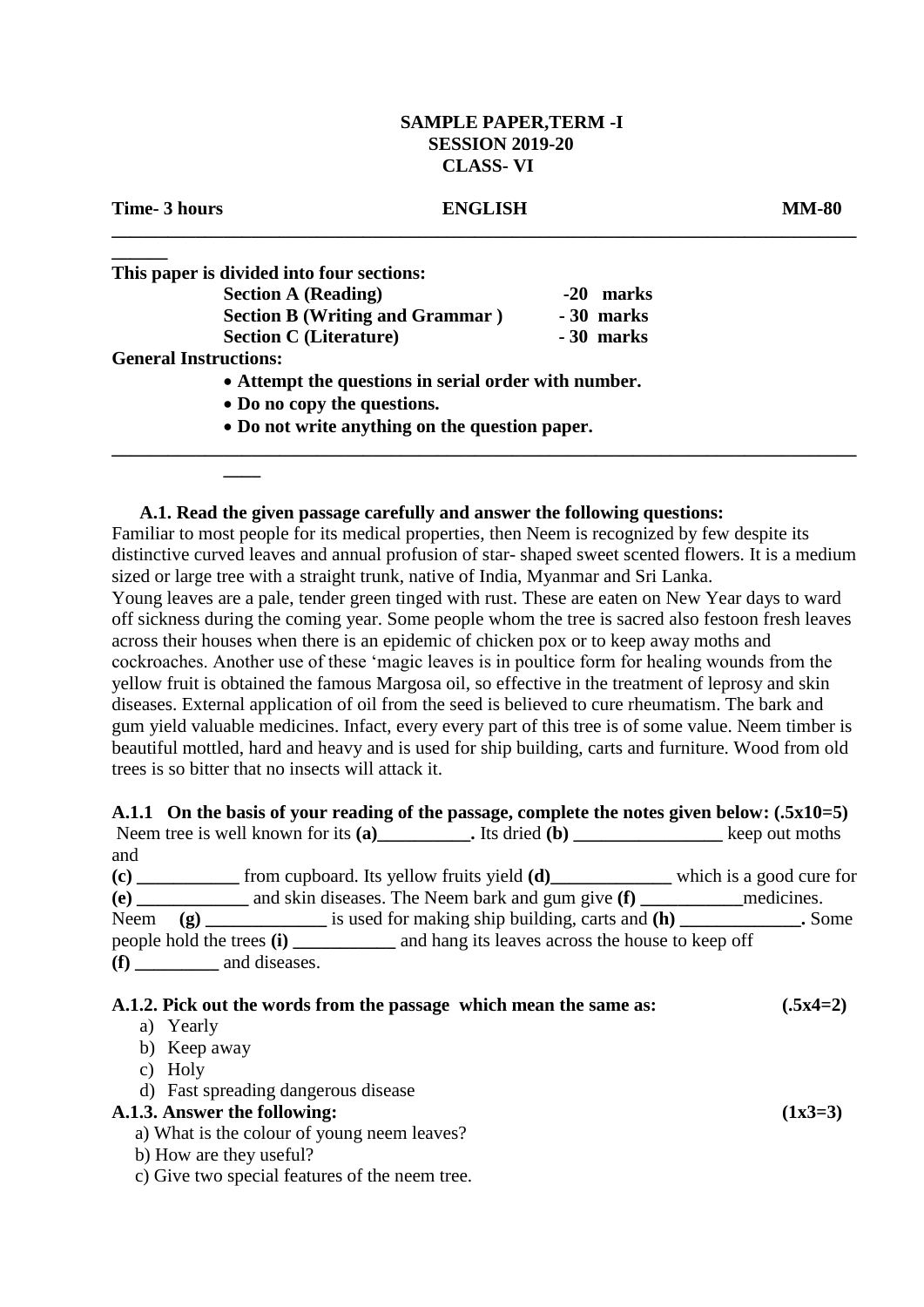**SAMPLE PAPER,TERM -I**
**SESSION 2019-20**
**CLASS- VI**

**Time- 3 hours** **ENGLISH** **MM-80**

---

**This paper is divided into four sections:**

**Section A (Reading) -20 marks**
**Section B (Writing and Grammar ) - 30 marks**
**Section C (Literature) - 30 marks**

**General Instructions:**

- **Attempt the questions in serial order with number.**
- **Do no copy the questions.**
- **Do not write anything on the question paper.**

---

**A.1. Read the given passage carefully and answer the following questions:**

Familiar to most people for its medical properties, then Neem is recognized by few despite its distinctive curved leaves and annual profusion of star- shaped sweet scented flowers. It is a medium sized or large tree with a straight trunk, native of India, Myanmar and Sri Lanka.

Young leaves are a pale, tender green tinged with rust. These are eaten on New Year days to ward off sickness during the coming year. Some people whom the tree is sacred also festoon fresh leaves across their houses when there is an epidemic of chicken pox or to keep away moths and cockroaches. Another use of these 'magic leaves is in poultice form for healing wounds from the yellow fruit is obtained the famous Margosa oil, so effective in the treatment of leprosy and skin diseases. External application of oil from the seed is believed to cure rheumatism. The bark and gum yield valuable medicines. Infact, every every part of this tree is of some value. Neem timber is beautiful mottled, hard and heavy and is used for ship building, carts and furniture. Wood from old trees is so bitter that no insects will attack it.

**A.1.1 On the basis of your reading of the passage, complete the notes given below: (.5x10=5)**

Neem tree is well known for its **(a)__________.** Its dried **(b)** **________________** keep out moths and **(c)** **___________** from cupboard. Its yellow fruits yield **(d)_____________** which is a good cure for **(e)** **____________** and skin diseases. The Neem bark and gum give **(f)** **___________**medicines. Neem **(g)** **_____________** is used for making ship building, carts and **(h)** **_____________.** Some people hold the trees **(i)** **___________** and hang its leaves across the house to keep off **(f)** **_________** and diseases.

**A.1.2. Pick out the words from the passage which mean the same as: (.5x4=2)**

a) Yearly
b) Keep away
c) Holy
d) Fast spreading dangerous disease

**A.1.3. Answer the following: (1x3=3)**

a) What is the colour of young neem leaves?
b) How are they useful?
c) Give two special features of the neem tree.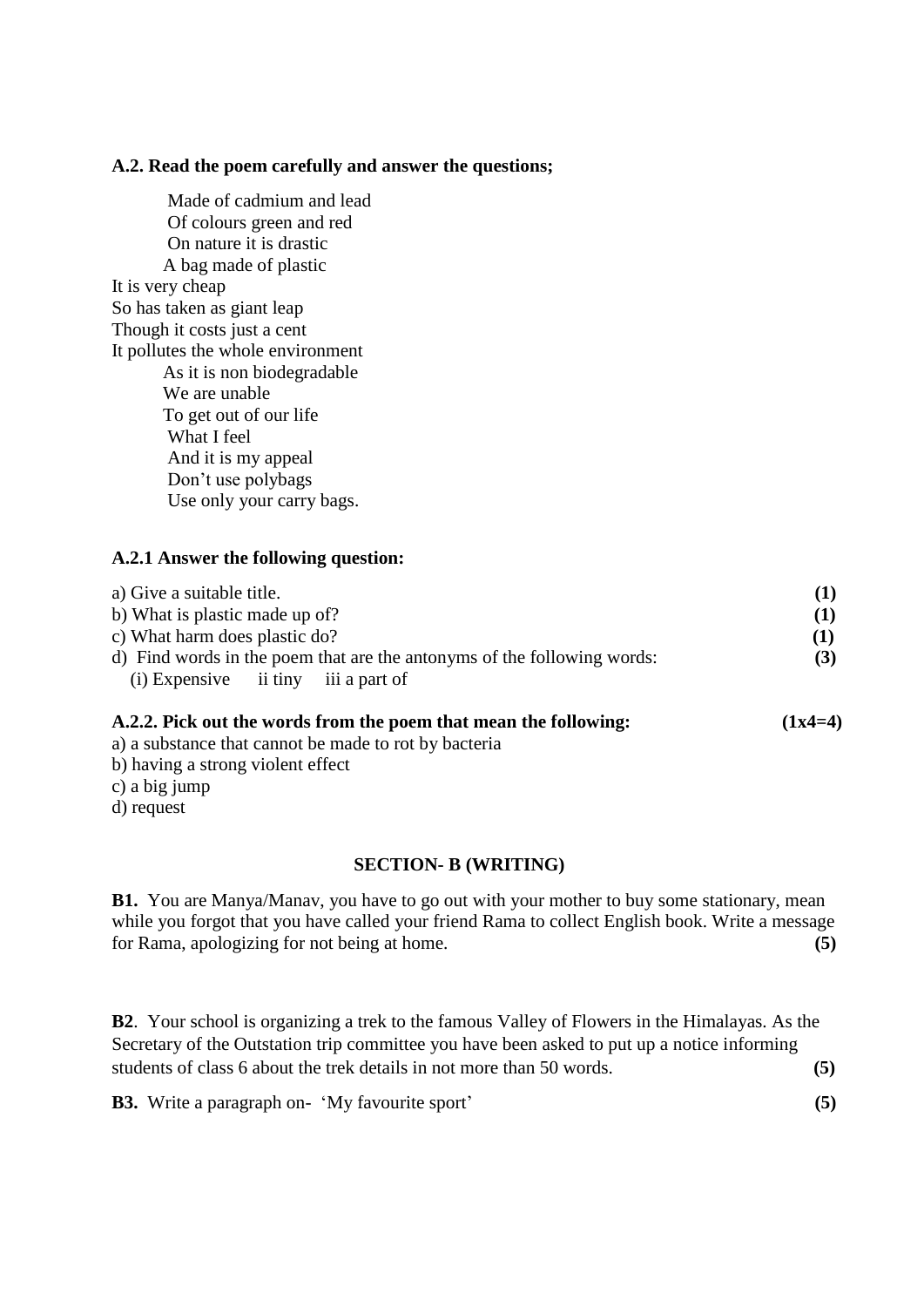**A.2. Read the poem carefully and answer the questions;**

Made of cadmium and lead
Of colours green and red
On nature it is drastic
A bag made of plastic
It is very cheap
So has taken as giant leap
Though it costs just a cent
It pollutes the whole environment
As it is non biodegradable
We are unable
To get out of our life
What I feel
And it is my appeal
Don't use polybags
Use only your carry bags.

**A.2.1 Answer the following question:**

a) Give a suitable title. **(1)**
b) What is plastic made up of? **(1)**
c) What harm does plastic do? **(1)**
d) Find words in the poem that are the antonyms of the following words: **(3)**
(i) Expensive ii tiny iii a part of

**A.2.2. Pick out the words from the poem that mean the following: (1x4=4)**

a) a substance that cannot be made to rot by bacteria
b) having a strong violent effect
c) a big jump
d) request

## SECTION- B (WRITING)

**B1.** You are Manya/Manav, you have to go out with your mother to buy some stationary, mean while you forgot that you have called your friend Rama to collect English book. Write a message for Rama, apologizing for not being at home. **(5)**

**B2**. Your school is organizing a trek to the famous Valley of Flowers in the Himalayas. As the Secretary of the Outstation trip committee you have been asked to put up a notice informing students of class 6 about the trek details in not more than 50 words. **(5)**

**B3.** Write a paragraph on- 'My favourite sport' **(5)**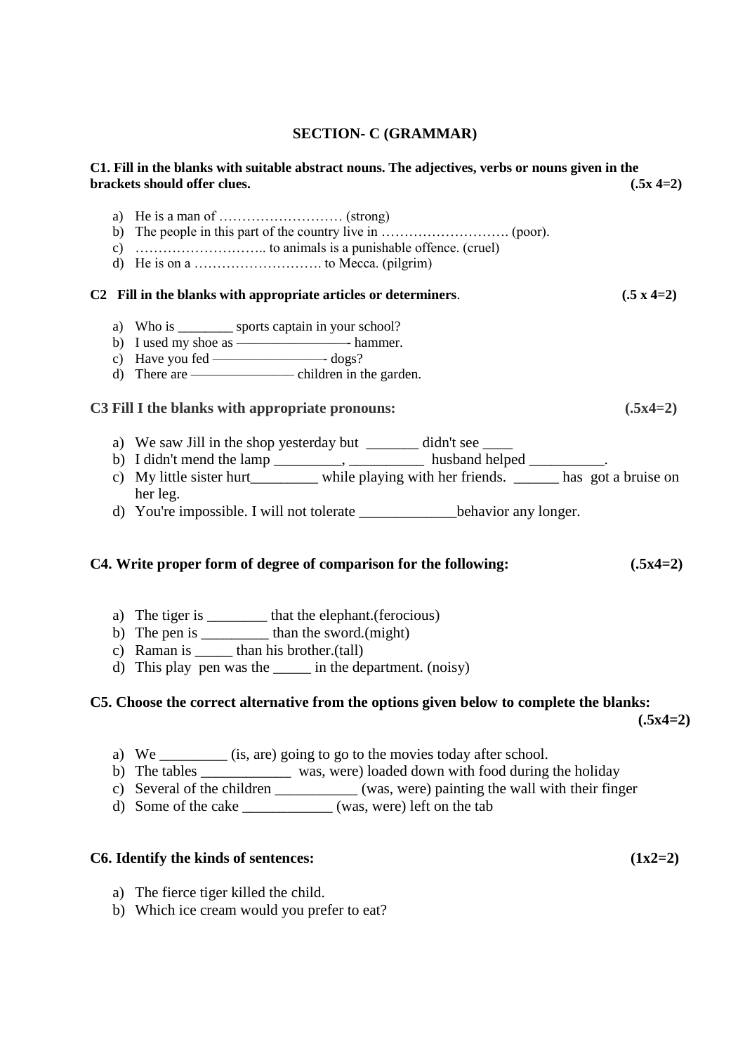## SECTION- C (GRAMMAR)

**C1. Fill in the blanks with suitable abstract nouns. The adjectives, verbs or nouns given in the brackets should offer clues. (.5x 4=2)**

a) He is a man of ……………………… (strong)
b) The people in this part of the country live in ………………………. (poor).
c) ……………………….. to animals is a punishable offence. (cruel)
d) He is on a ………………………. to Mecca. (pilgrim)

**C2 Fill in the blanks with appropriate articles or determiners. (.5 x 4=2)**

a) Who is ________ sports captain in your school?
b) I used my shoe as ————————- hammer.
c) Have you fed ————————- dogs?
d) There are ——————— children in the garden.

**C3 Fill I the blanks with appropriate pronouns: (.5x4=2)**

a) We saw Jill in the shop yesterday but _______ didn't see ____
b) I didn't mend the lamp _________, __________ husband helped __________.
c) My little sister hurt_________ while playing with her friends. ______ has got a bruise on her leg.
d) You're impossible. I will not tolerate _____________behavior any longer.

**C4. Write proper form of degree of comparison for the following: (.5x4=2)**

a) The tiger is ________ that the elephant.(ferocious)
b) The pen is _________ than the sword.(might)
c) Raman is _____ than his brother.(tall)
d) This play pen was the _____ in the department. (noisy)

**C5. Choose the correct alternative from the options given below to complete the blanks: (.5x4=2)**

a) We _________ (is, are) going to go to the movies today after school.
b) The tables ____________ was, were) loaded down with food during the holiday
c) Several of the children ___________ (was, were) painting the wall with their finger
d) Some of the cake ____________ (was, were) left on the tab

**C6. Identify the kinds of sentences: (1x2=2)**

a) The fierce tiger killed the child.
b) Which ice cream would you prefer to eat?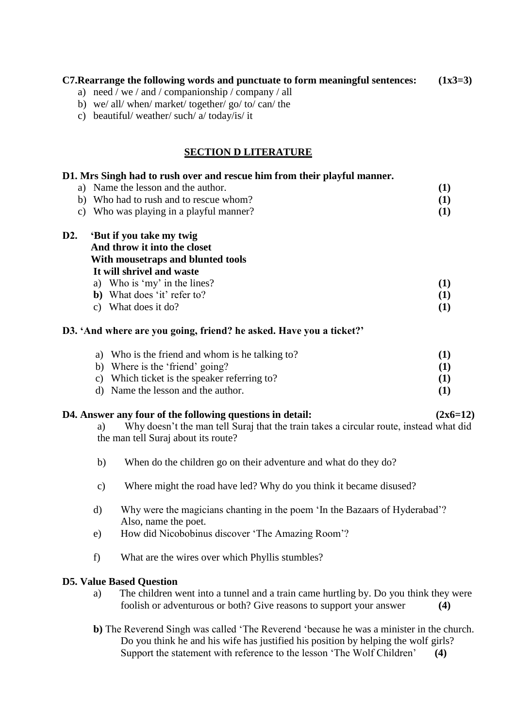**C7.Rearrange the following words and punctuate to form meaningful sentences: (1x3=3)**

a) need / we / and / companionship / company / all
b) we/ all/ when/ market/ together/ go/ to/ can/ the
c) beautiful/ weather/ such/ a/ today/is/ it

## SECTION D LITERATURE

**D1. Mrs Singh had to rush over and rescue him from their playful manner.**

a) Name the lesson and the author. **(1)**
b) Who had to rush and to rescue whom? **(1)**
c) Who was playing in a playful manner? **(1)**

**D2. 'But if you take my twig**
**And throw it into the closet**
**With mousetraps and blunted tools**
**It will shrivel and waste**

a) Who is 'my' in the lines? **(1)**
**b)** What does 'it' refer to? **(1)**
c) What does it do? **(1)**

**D3. 'And where are you going, friend? he asked. Have you a ticket?'**

a) Who is the friend and whom is he talking to? **(1)**
b) Where is the 'friend' going? **(1)**
c) Which ticket is the speaker referring to? **(1)**
d) Name the lesson and the author. **(1)**

**D4. Answer any four of the following questions in detail: (2x6=12)**

a) Why doesn't the man tell Suraj that the train takes a circular route, instead what did the man tell Suraj about its route?

b) When do the children go on their adventure and what do they do?

c) Where might the road have led? Why do you think it became disused?

d) Why were the magicians chanting in the poem 'In the Bazaars of Hyderabad'? Also, name the poet.

e) How did Nicobobinus discover 'The Amazing Room'?

f) What are the wires over which Phyllis stumbles?

**D5. Value Based Question**

a) The children went into a tunnel and a train came hurtling by. Do you think they were foolish or adventurous or both? Give reasons to support your answer **(4)**

**b)** The Reverend Singh was called 'The Reverend 'because he was a minister in the church. Do you think he and his wife has justified his position by helping the wolf girls? Support the statement with reference to the lesson 'The Wolf Children' **(4)**